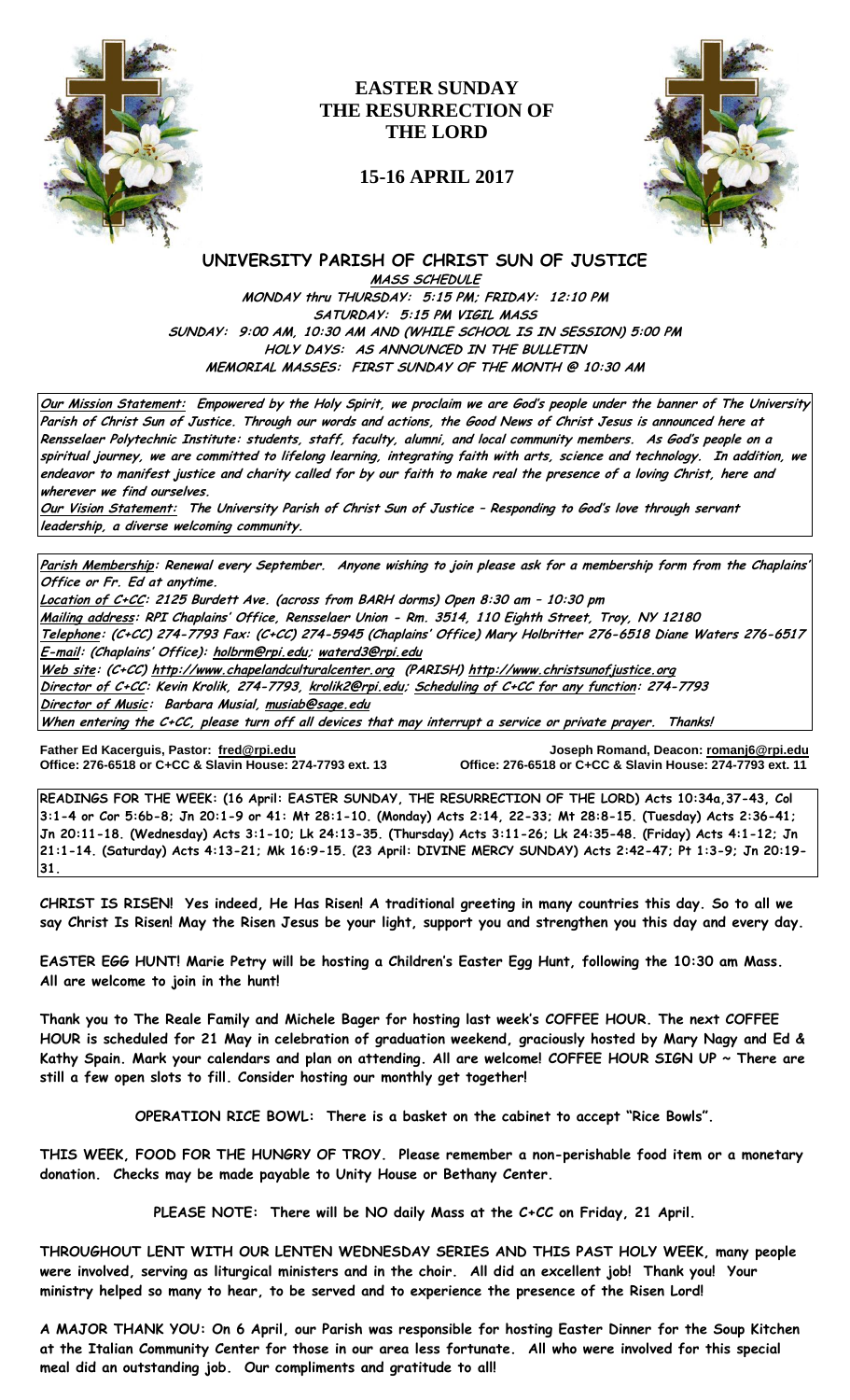# EASTER SUNDAY THE RESURRECTION OF THE LORD

## 15-16 APRIL 2017

## UNIVERSITY PARISH OF CHRIST SUN OF JUSTICE

**MASS SCHEDULE**

**MONDAY thru THURSDAY: 5:15 PM; FRIDAY: 12:10 PM**

**SATURDAY: 5:15 PM VIGIL MASS**

**SUNDAY: 9:00 AM, 10:30 AM AND (WHILE SCHOOL IS IN SESSION) 5:00 PM**

**HOLY DAYS: AS ANNOUNCED IN THE BULLETIN**

**MEMORIAL MASSES: FIRST SUNDAY OF THE MONTH @ 10:30 AM**

***Our Mission Statement:*** ***Empowered by the Holy Spirit, we proclaim we are God's people under the banner of The University Parish of Christ Sun of Justice. Through our words and actions, the Good News of Christ Jesus is announced here at Rensselaer Polytechnic Institute: students, staff, faculty, alumni, and local community members. As God's people on a spiritual journey, we are committed to lifelong learning, integrating faith with arts, science and technology. In addition, we endeavor to manifest justice and charity called for by our faith to make real the presence of a loving Christ, here and wherever we find ourselves.***

***Our Vision Statement:*** ***The University Parish of Christ Sun of Justice – Responding to God's love through servant leadership, a diverse welcoming community.***

***Parish Membership*****: Renewal every September. Anyone wishing to join please ask for a membership form from the Chaplains' Office or Fr. Ed at anytime.**

***Location of C+CC*****: 2125 Burdett Ave. (across from BARH dorms) Open 8:30 am – 10:30 pm**

***Mailing address*****: RPI Chaplains' Office, Rensselaer Union - Rm. 3514, 110 Eighth Street, Troy, NY 12180**

***Telephone*****: (C+CC) 274-7793 Fax: (C+CC) 274-5945 (Chaplains' Office) Mary Holbritter 276-6518 Diane Waters 276-6517**

***E-mail*****: (Chaplains' Office): holbrm@rpi.edu; waterd3@rpi.edu**

***Web site*****: (C+CC) http://www.chapelandculturalcenter.org (PARISH) http://www.christsunofjustice.org**

***Director of C+CC*****: Kevin Krolik, 274-7793, krolik2@rpi.edu; *Scheduling of C+CC for any function*: 274-7793**

***Director of Music*****: Barbara Musial, musiab@sage.edu**

***When entering the C+CC, please turn off all devices that may interrupt a service or private prayer. Thanks!***

**Father Ed Kacerguis, Pastor: fred@rpi.edu**
**Office: 276-6518 or C+CC & Slavin House: 274-7793 ext. 13**

**Joseph Romand, Deacon: romanj6@rpi.edu**
**Office: 276-6518 or C+CC & Slavin House: 274-7793 ext. 11**

**READINGS FOR THE WEEK: (16 April: EASTER SUNDAY, THE RESURRECTION OF THE LORD) Acts 10:34a,37-43, Col 3:1-4 or Cor 5:6b-8; Jn 20:1-9 or 41: Mt 28:1-10. (Monday) Acts 2:14, 22-33; Mt 28:8-15. (Tuesday) Acts 2:36-41; Jn 20:11-18. (Wednesday) Acts 3:1-10; Lk 24:13-35. (Thursday) Acts 3:11-26; Lk 24:35-48. (Friday) Acts 4:1-12; Jn 21:1-14. (Saturday) Acts 4:13-21; Mk 16:9-15. (23 April: DIVINE MERCY SUNDAY) Acts 2:42-47; Pt 1:3-9; Jn 20:19-31.**

**CHRIST IS RISEN! Yes indeed, He Has Risen! A traditional greeting in many countries this day. So to all we say Christ Is Risen! May the Risen Jesus be your light, support you and strengthen you this day and every day.**

**EASTER EGG HUNT! Marie Petry will be hosting a Children's Easter Egg Hunt, following the 10:30 am Mass. All are welcome to join in the hunt!**

**Thank you to The Reale Family and Michele Bager for hosting last week's COFFEE HOUR. The next COFFEE HOUR is scheduled for 21 May in celebration of graduation weekend, graciously hosted by Mary Nagy and Ed & Kathy Spain. Mark your calendars and plan on attending. All are welcome! COFFEE HOUR SIGN UP ~ There are still a few open slots to fill. Consider hosting our monthly get together!**

**OPERATION RICE BOWL: There is a basket on the cabinet to accept "Rice Bowls".**

**THIS WEEK, FOOD FOR THE HUNGRY OF TROY. Please remember a non-perishable food item or a monetary donation. Checks may be made payable to Unity House or Bethany Center.**

**PLEASE NOTE: There will be NO daily Mass at the C+CC on Friday, 21 April.**

**THROUGHOUT LENT WITH OUR LENTEN WEDNESDAY SERIES AND THIS PAST HOLY WEEK, many people were involved, serving as liturgical ministers and in the choir. All did an excellent job! Thank you! Your ministry helped so many to hear, to be served and to experience the presence of the Risen Lord!**

**A MAJOR THANK YOU: On 6 April, our Parish was responsible for hosting Easter Dinner for the Soup Kitchen at the Italian Community Center for those in our area less fortunate. All who were involved for this special meal did an outstanding job. Our compliments and gratitude to all!**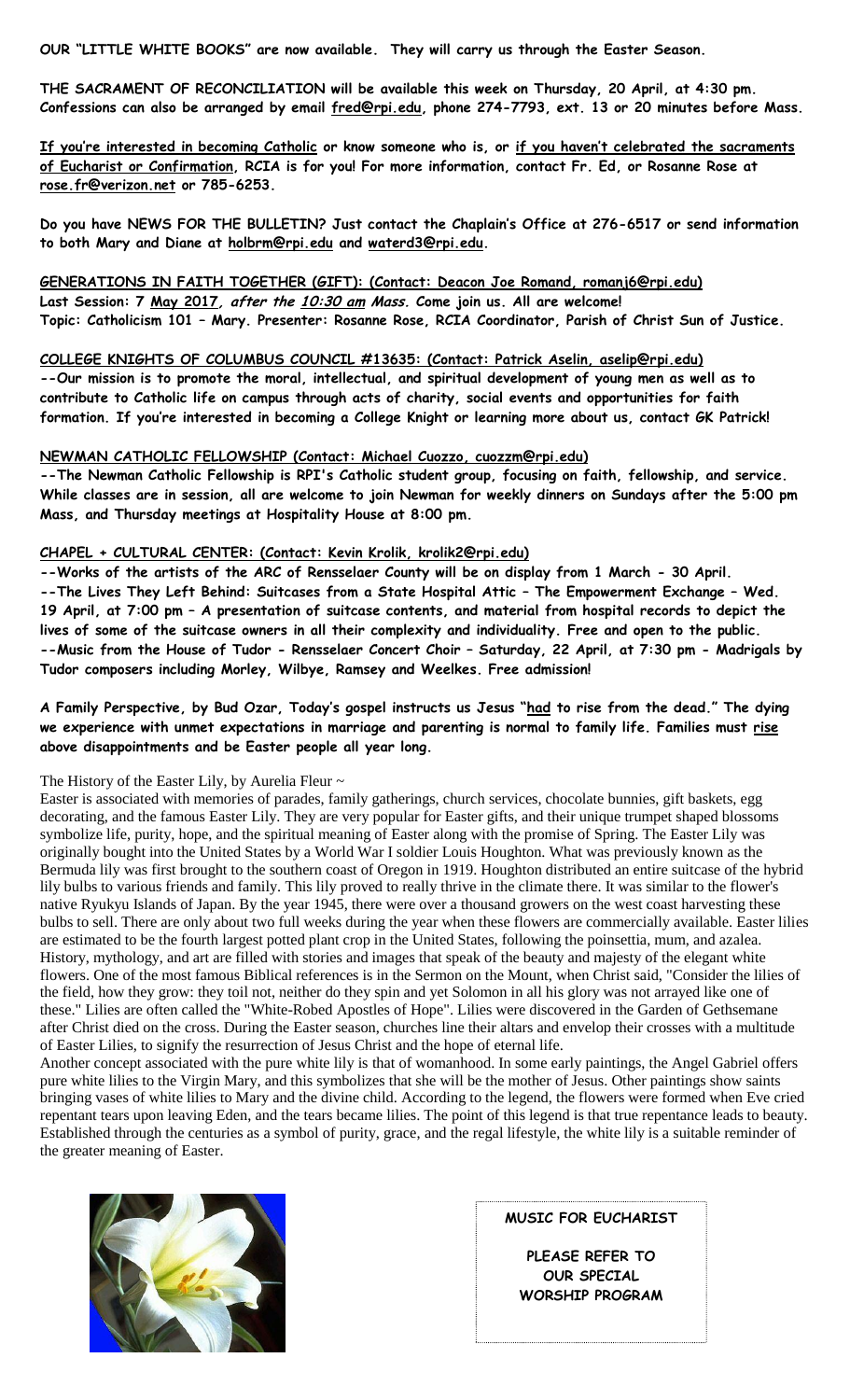**OUR "LITTLE WHITE BOOKS" are now available. They will carry us through the Easter Season.**

**THE SACRAMENT OF RECONCILIATION will be available this week on Thursday, 20 April, at 4:30 pm. Confessions can also be arranged by email fred@rpi.edu, phone 274-7793, ext. 13 or 20 minutes before Mass.**

**If you're interested in becoming Catholic or know someone who is, or if you haven't celebrated the sacraments of Eucharist or Confirmation, RCIA is for you! For more information, contact Fr. Ed, or Rosanne Rose at rose.fr@verizon.net or 785-6253.**

**Do you have NEWS FOR THE BULLETIN? Just contact the Chaplain's Office at 276-6517 or send information to both Mary and Diane at holbrm@rpi.edu and waterd3@rpi.edu.**

**GENERATIONS IN FAITH TOGETHER (GIFT): (Contact: Deacon Joe Romand, romanj6@rpi.edu)**
**Last Session: 7 May 2017, *after the 10:30 am Mass.* Come join us. All are welcome!**
**Topic: Catholicism 101 – Mary. Presenter: Rosanne Rose, RCIA Coordinator, Parish of Christ Sun of Justice.**

**COLLEGE KNIGHTS OF COLUMBUS COUNCIL #13635: (Contact: Patrick Aselin, aselip@rpi.edu)**
**--Our mission is to promote the moral, intellectual, and spiritual development of young men as well as to contribute to Catholic life on campus through acts of charity, social events and opportunities for faith formation. If you're interested in becoming a College Knight or learning more about us, contact GK Patrick!**

**NEWMAN CATHOLIC FELLOWSHIP (Contact: Michael Cuozzo, cuozzm@rpi.edu)**
**--The Newman Catholic Fellowship is RPI's Catholic student group, focusing on faith, fellowship, and service. While classes are in session, all are welcome to join Newman for weekly dinners on Sundays after the 5:00 pm Mass, and Thursday meetings at Hospitality House at 8:00 pm.**

**CHAPEL + CULTURAL CENTER: (Contact: Kevin Krolik, krolik2@rpi.edu)**
**--Works of the artists of the ARC of Rensselaer County will be on display from 1 March - 30 April.**
**--The Lives They Left Behind: Suitcases from a State Hospital Attic – The Empowerment Exchange – Wed. 19 April, at 7:00 pm – A presentation of suitcase contents, and material from hospital records to depict the lives of some of the suitcase owners in all their complexity and individuality. Free and open to the public.**
**--Music from the House of Tudor - Rensselaer Concert Choir – Saturday, 22 April, at 7:30 pm - Madrigals by Tudor composers including Morley, Wilbye, Ramsey and Weelkes. Free admission!**

**A Family Perspective, by Bud Ozar, Today's gospel instructs us Jesus "had to rise from the dead." The dying we experience with unmet expectations in marriage and parenting is normal to family life. Families must rise above disappointments and be Easter people all year long.**

The History of the Easter Lily, by Aurelia Fleur ~

Easter is associated with memories of parades, family gatherings, church services, chocolate bunnies, gift baskets, egg decorating, and the famous Easter Lily. They are very popular for Easter gifts, and their unique trumpet shaped blossoms symbolize life, purity, hope, and the spiritual meaning of Easter along with the promise of Spring. The Easter Lily was originally bought into the United States by a World War I soldier Louis Houghton. What was previously known as the Bermuda lily was first brought to the southern coast of Oregon in 1919. Houghton distributed an entire suitcase of the hybrid lily bulbs to various friends and family. This lily proved to really thrive in the climate there. It was similar to the flower's native Ryukyu Islands of Japan. By the year 1945, there were over a thousand growers on the west coast harvesting these bulbs to sell. There are only about two full weeks during the year when these flowers are commercially available. Easter lilies are estimated to be the fourth largest potted plant crop in the United States, following the poinsettia, mum, and azalea. History, mythology, and art are filled with stories and images that speak of the beauty and majesty of the elegant white flowers. One of the most famous Biblical references is in the Sermon on the Mount, when Christ said, "Consider the lilies of the field, how they grow: they toil not, neither do they spin and yet Solomon in all his glory was not arrayed like one of these." Lilies are often called the "White-Robed Apostles of Hope". Lilies were discovered in the Garden of Gethsemane after Christ died on the cross. During the Easter season, churches line their altars and envelop their crosses with a multitude of Easter Lilies, to signify the resurrection of Jesus Christ and the hope of eternal life.

Another concept associated with the pure white lily is that of womanhood. In some early paintings, the Angel Gabriel offers pure white lilies to the Virgin Mary, and this symbolizes that she will be the mother of Jesus. Other paintings show saints bringing vases of white lilies to Mary and the divine child. According to the legend, the flowers were formed when Eve cried repentant tears upon leaving Eden, and the tears became lilies. The point of this legend is that true repentance leads to beauty. Established through the centuries as a symbol of purity, grace, and the regal lifestyle, the white lily is a suitable reminder of the greater meaning of Easter.

**MUSIC FOR EUCHARIST**

**PLEASE REFER TO OUR SPECIAL WORSHIP PROGRAM**